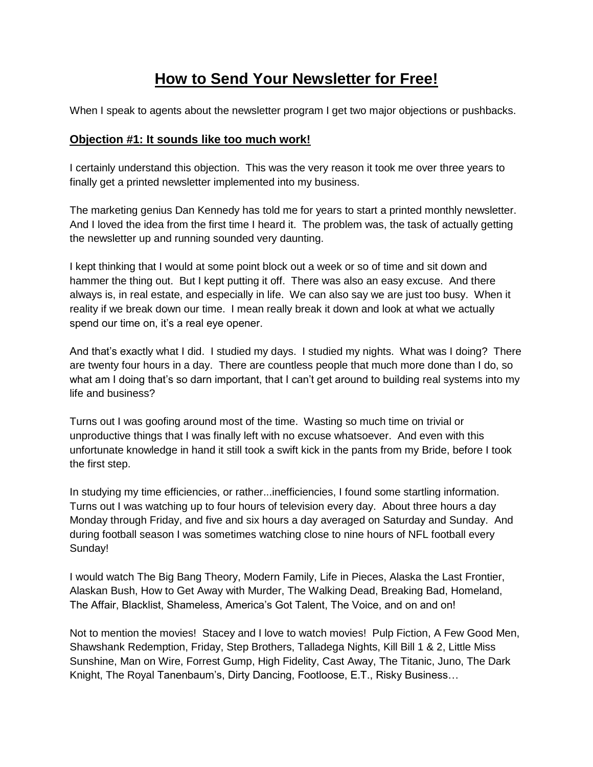# How to Send Your Newsletter for Free!

When I speak to agents about the newsletter program I get two major objections or pushbacks.

## Objection #1: It sounds like too much work!

I certainly understand this objection. This was the very reason it took me over three years to finally get a printed newsletter implemented into my business.

The marketing genius Dan Kennedy has told me for years to start a printed monthly newsletter. And I loved the idea from the first time I heard it. The problem was, the task of actually getting the newsletter up and running sounded very daunting.

I kept thinking that I would at some point block out a week or so of time and sit down and hammer the thing out. But I kept putting it off. There was also an easy excuse. And there always is, in real estate, and especially in life. We can also say we are just too busy. When it reality if we break down our time. I mean really break it down and look at what we actually spend our time on, it's a real eye opener.

And that's exactly what I did. I studied my days. I studied my nights. What was I doing? There are twenty four hours in a day. There are countless people that much more done than I do, so what am I doing that's so darn important, that I can't get around to building real systems into my life and business?

Turns out I was goofing around most of the time. Wasting so much time on trivial or unproductive things that I was finally left with no excuse whatsoever. And even with this unfortunate knowledge in hand it still took a swift kick in the pants from my Bride, before I took the first step.

In studying my time efficiencies, or rather...inefficiencies, I found some startling information. Turns out I was watching up to four hours of television every day. About three hours a day Monday through Friday, and five and six hours a day averaged on Saturday and Sunday. And during football season I was sometimes watching close to nine hours of NFL football every Sunday!

I would watch The Big Bang Theory, Modern Family, Life in Pieces, Alaska the Last Frontier, Alaskan Bush, How to Get Away with Murder, The Walking Dead, Breaking Bad, Homeland, The Affair, Blacklist, Shameless, America's Got Talent, The Voice, and on and on!

Not to mention the movies! Stacey and I love to watch movies! Pulp Fiction, A Few Good Men, Shawshank Redemption, Friday, Step Brothers, Talladega Nights, Kill Bill 1 & 2, Little Miss Sunshine, Man on Wire, Forrest Gump, High Fidelity, Cast Away, The Titanic, Juno, The Dark Knight, The Royal Tanenbaum's, Dirty Dancing, Footloose, E.T., Risky Business…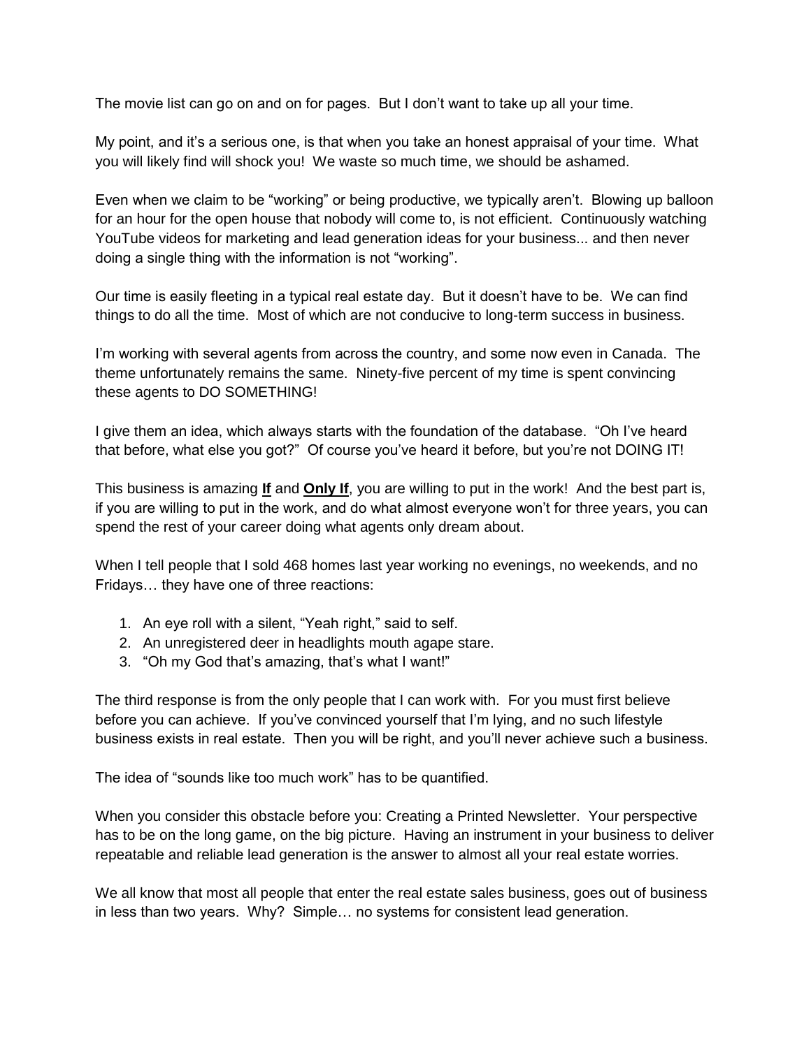The movie list can go on and on for pages. But I don't want to take up all your time.

My point, and it's a serious one, is that when you take an honest appraisal of your time. What you will likely find will shock you! We waste so much time, we should be ashamed.

Even when we claim to be "working" or being productive, we typically aren't. Blowing up balloon for an hour for the open house that nobody will come to, is not efficient. Continuously watching YouTube videos for marketing and lead generation ideas for your business... and then never doing a single thing with the information is not "working".

Our time is easily fleeting in a typical real estate day. But it doesn't have to be. We can find things to do all the time. Most of which are not conducive to long-term success in business.

I'm working with several agents from across the country, and some now even in Canada. The theme unfortunately remains the same. Ninety-five percent of my time is spent convincing these agents to DO SOMETHING!

I give them an idea, which always starts with the foundation of the database. "Oh I've heard that before, what else you got?" Of course you've heard it before, but you're not DOING IT!

This business is amazing <u>**If**</u> and <u>**Only If**</u>, you are willing to put in the work! And the best part is, if you are willing to put in the work, and do what almost everyone won't for three years, you can spend the rest of your career doing what agents only dream about.

When I tell people that I sold 468 homes last year working no evenings, no weekends, and no Fridays… they have one of three reactions:

1. An eye roll with a silent, "Yeah right," said to self.
2. An unregistered deer in headlights mouth agape stare.
3. "Oh my God that's amazing, that's what I want!"

The third response is from the only people that I can work with. For you must first believe before you can achieve. If you've convinced yourself that I'm lying, and no such lifestyle business exists in real estate. Then you will be right, and you'll never achieve such a business.

The idea of "sounds like too much work" has to be quantified.

When you consider this obstacle before you: Creating a Printed Newsletter. Your perspective has to be on the long game, on the big picture. Having an instrument in your business to deliver repeatable and reliable lead generation is the answer to almost all your real estate worries.

We all know that most all people that enter the real estate sales business, goes out of business in less than two years. Why? Simple… no systems for consistent lead generation.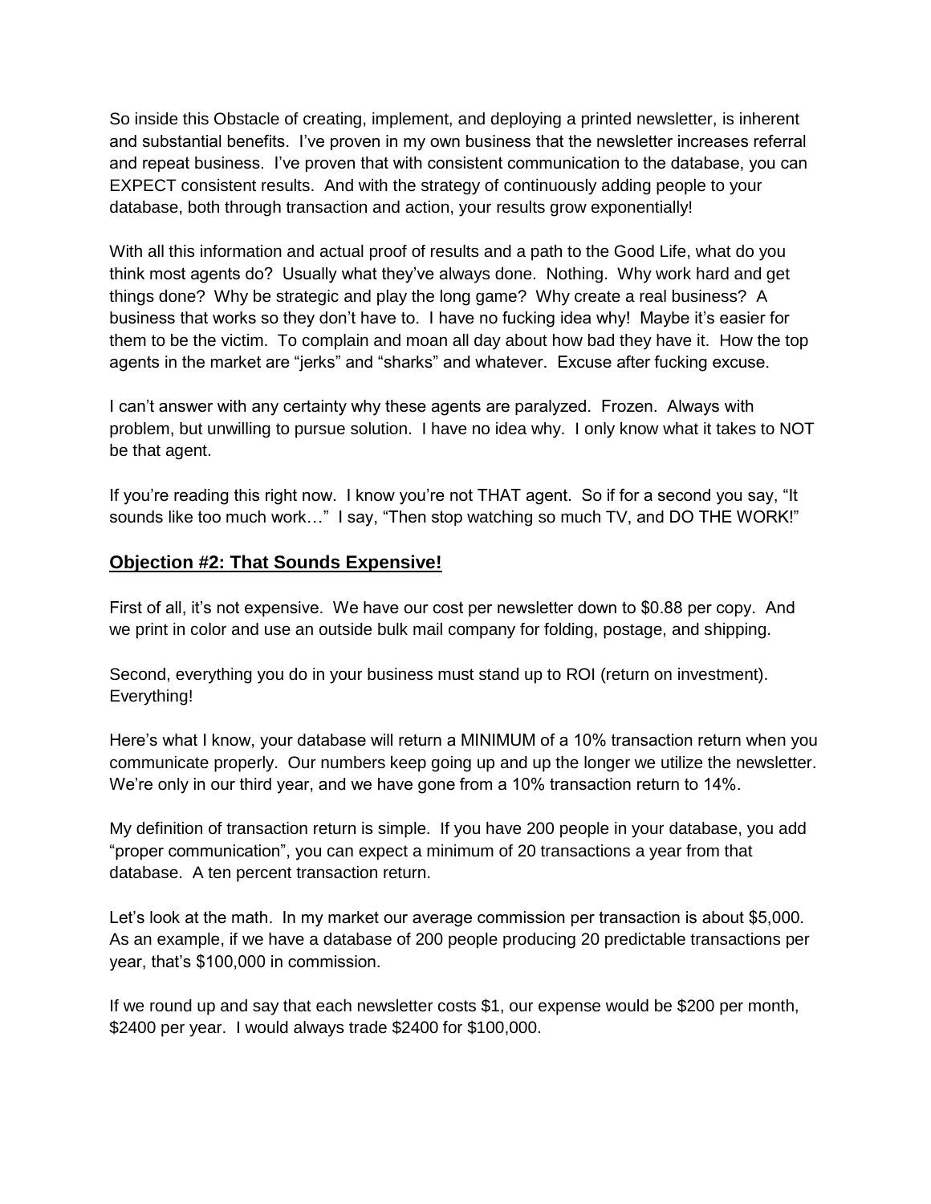So inside this Obstacle of creating, implement, and deploying a printed newsletter, is inherent and substantial benefits. I've proven in my own business that the newsletter increases referral and repeat business. I've proven that with consistent communication to the database, you can EXPECT consistent results. And with the strategy of continuously adding people to your database, both through transaction and action, your results grow exponentially!

With all this information and actual proof of results and a path to the Good Life, what do you think most agents do? Usually what they've always done. Nothing. Why work hard and get things done? Why be strategic and play the long game? Why create a real business? A business that works so they don't have to. I have no fucking idea why! Maybe it's easier for them to be the victim. To complain and moan all day about how bad they have it. How the top agents in the market are "jerks" and "sharks" and whatever. Excuse after fucking excuse.

I can't answer with any certainty why these agents are paralyzed. Frozen. Always with problem, but unwilling to pursue solution. I have no idea why. I only know what it takes to NOT be that agent.

If you're reading this right now. I know you're not THAT agent. So if for a second you say, "It sounds like too much work…" I say, "Then stop watching so much TV, and DO THE WORK!"

## **Objection #2: That Sounds Expensive!**

First of all, it's not expensive. We have our cost per newsletter down to $0.88 per copy. And we print in color and use an outside bulk mail company for folding, postage, and shipping.

Second, everything you do in your business must stand up to ROI (return on investment). Everything!

Here's what I know, your database will return a MINIMUM of a 10% transaction return when you communicate properly. Our numbers keep going up and up the longer we utilize the newsletter. We're only in our third year, and we have gone from a 10% transaction return to 14%.

My definition of transaction return is simple. If you have 200 people in your database, you add "proper communication", you can expect a minimum of 20 transactions a year from that database. A ten percent transaction return.

Let's look at the math. In my market our average commission per transaction is about $5,000. As an example, if we have a database of 200 people producing 20 predictable transactions per year, that's $100,000 in commission.

If we round up and say that each newsletter costs $1, our expense would be $200 per month, $2400 per year. I would always trade $2400 for $100,000.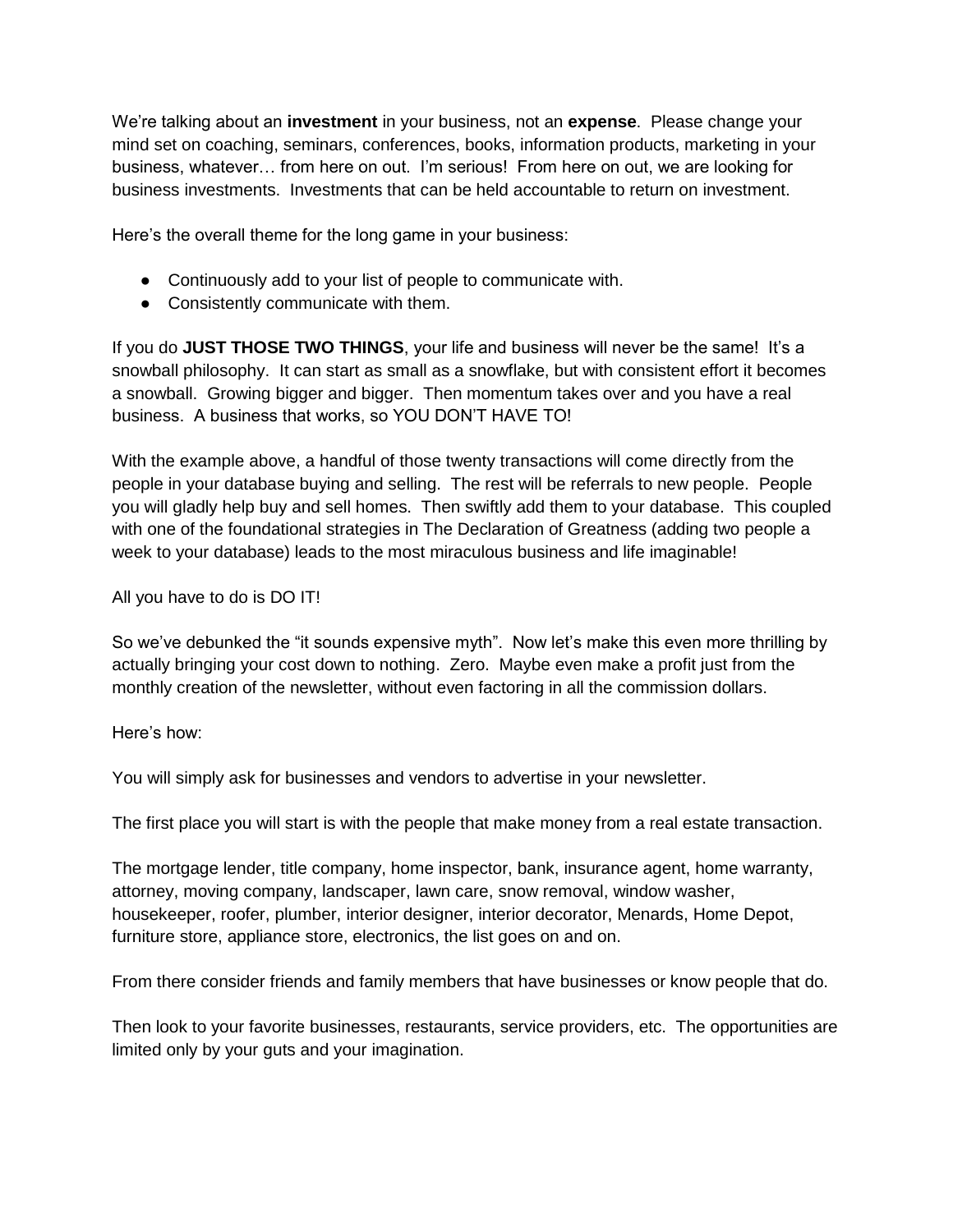We're talking about an **investment** in your business, not an **expense**. Please change your mind set on coaching, seminars, conferences, books, information products, marketing in your business, whatever… from here on out. I'm serious! From here on out, we are looking for business investments. Investments that can be held accountable to return on investment.

Here's the overall theme for the long game in your business:

- Continuously add to your list of people to communicate with.
- Consistently communicate with them.

If you do **JUST THOSE TWO THINGS**, your life and business will never be the same! It's a snowball philosophy. It can start as small as a snowflake, but with consistent effort it becomes a snowball. Growing bigger and bigger. Then momentum takes over and you have a real business. A business that works, so YOU DON'T HAVE TO!

With the example above, a handful of those twenty transactions will come directly from the people in your database buying and selling. The rest will be referrals to new people. People you will gladly help buy and sell homes. Then swiftly add them to your database. This coupled with one of the foundational strategies in The Declaration of Greatness (adding two people a week to your database) leads to the most miraculous business and life imaginable!

All you have to do is DO IT!

So we've debunked the "it sounds expensive myth". Now let's make this even more thrilling by actually bringing your cost down to nothing. Zero. Maybe even make a profit just from the monthly creation of the newsletter, without even factoring in all the commission dollars.

Here's how:

You will simply ask for businesses and vendors to advertise in your newsletter.

The first place you will start is with the people that make money from a real estate transaction.

The mortgage lender, title company, home inspector, bank, insurance agent, home warranty, attorney, moving company, landscaper, lawn care, snow removal, window washer, housekeeper, roofer, plumber, interior designer, interior decorator, Menards, Home Depot, furniture store, appliance store, electronics, the list goes on and on.

From there consider friends and family members that have businesses or know people that do.

Then look to your favorite businesses, restaurants, service providers, etc. The opportunities are limited only by your guts and your imagination.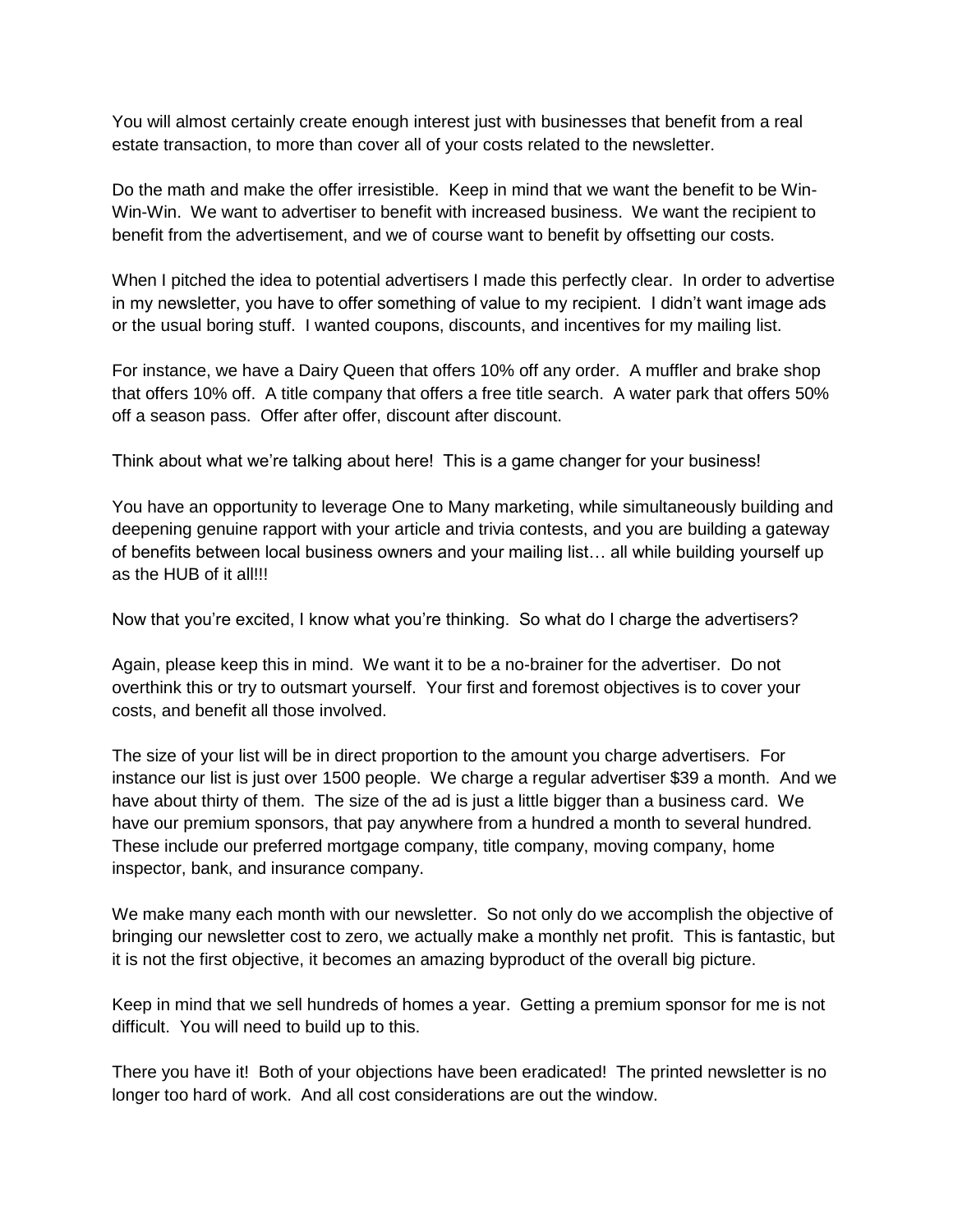You will almost certainly create enough interest just with businesses that benefit from a real estate transaction, to more than cover all of your costs related to the newsletter.

Do the math and make the offer irresistible. Keep in mind that we want the benefit to be Win-Win-Win. We want to advertiser to benefit with increased business. We want the recipient to benefit from the advertisement, and we of course want to benefit by offsetting our costs.

When I pitched the idea to potential advertisers I made this perfectly clear. In order to advertise in my newsletter, you have to offer something of value to my recipient. I didn't want image ads or the usual boring stuff. I wanted coupons, discounts, and incentives for my mailing list.

For instance, we have a Dairy Queen that offers 10% off any order. A muffler and brake shop that offers 10% off. A title company that offers a free title search. A water park that offers 50% off a season pass. Offer after offer, discount after discount.

Think about what we're talking about here! This is a game changer for your business!

You have an opportunity to leverage One to Many marketing, while simultaneously building and deepening genuine rapport with your article and trivia contests, and you are building a gateway of benefits between local business owners and your mailing list… all while building yourself up as the HUB of it all!!!

Now that you're excited, I know what you're thinking. So what do I charge the advertisers?

Again, please keep this in mind. We want it to be a no-brainer for the advertiser. Do not overthink this or try to outsmart yourself. Your first and foremost objectives is to cover your costs, and benefit all those involved.

The size of your list will be in direct proportion to the amount you charge advertisers. For instance our list is just over 1500 people. We charge a regular advertiser $39 a month. And we have about thirty of them. The size of the ad is just a little bigger than a business card. We have our premium sponsors, that pay anywhere from a hundred a month to several hundred. These include our preferred mortgage company, title company, moving company, home inspector, bank, and insurance company.

We make many each month with our newsletter. So not only do we accomplish the objective of bringing our newsletter cost to zero, we actually make a monthly net profit. This is fantastic, but it is not the first objective, it becomes an amazing byproduct of the overall big picture.

Keep in mind that we sell hundreds of homes a year. Getting a premium sponsor for me is not difficult. You will need to build up to this.

There you have it! Both of your objections have been eradicated! The printed newsletter is no longer too hard of work. And all cost considerations are out the window.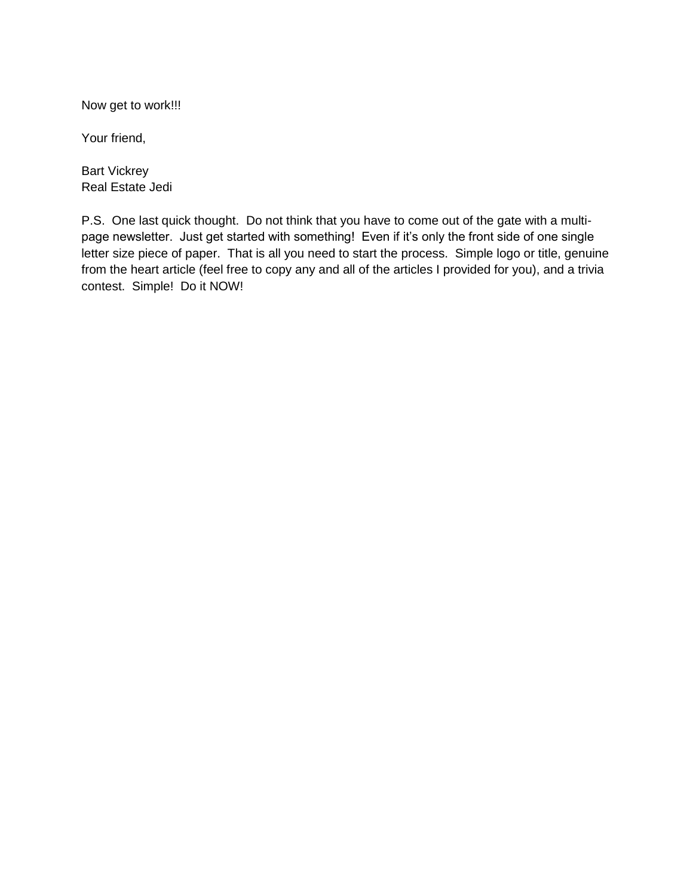Now get to work!!!

Your friend,

Bart Vickrey
Real Estate Jedi

P.S. One last quick thought. Do not think that you have to come out of the gate with a multi-page newsletter. Just get started with something! Even if it's only the front side of one single letter size piece of paper. That is all you need to start the process. Simple logo or title, genuine from the heart article (feel free to copy any and all of the articles I provided for you), and a trivia contest. Simple! Do it NOW!